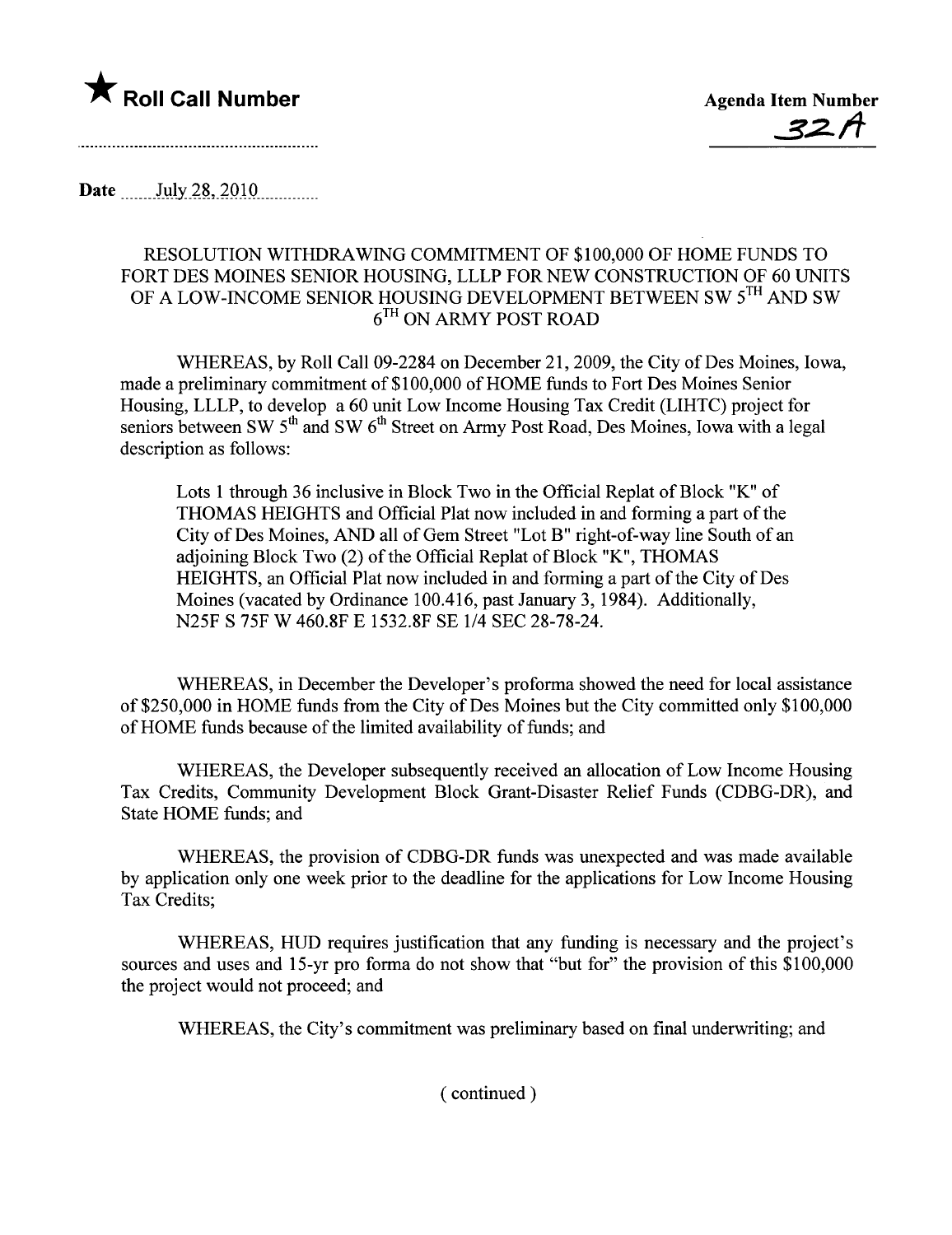★ **Roll Call Number**

**Agenda Item Number**

32A

Date July 28, 2010

RESOLUTION WITHDRAWING COMMITMENT OF $100,000 OF HOME FUNDS TO FORT DES MOINES SENIOR HOUSING, LLLP FOR NEW CONSTRUCTION OF 60 UNITS OF A LOW-INCOME SENIOR HOUSING DEVELOPMENT BETWEEN SW 5TH AND SW 6TH ON ARMY POST ROAD

WHEREAS, by Roll Call 09-2284 on December 21, 2009, the City of Des Moines, Iowa, made a preliminary commitment of $100,000 of HOME funds to Fort Des Moines Senior Housing, LLLP, to develop a 60 unit Low Income Housing Tax Credit (LIHTC) project for seniors between SW 5th and SW 6th Street on Army Post Road, Des Moines, Iowa with a legal description as follows:

Lots 1 through 36 inclusive in Block Two in the Official Replat of Block "K" of THOMAS HEIGHTS and Official Plat now included in and forming a part of the City of Des Moines, AND all of Gem Street "Lot B" right-of-way line South of an adjoining Block Two (2) of the Official Replat of Block "K", THOMAS HEIGHTS, an Official Plat now included in and forming a part of the City of Des Moines (vacated by Ordinance 100.416, past January 3, 1984). Additionally, N25F S 75F W 460.8F E 1532.8F SE 1/4 SEC 28-78-24.

WHEREAS, in December the Developer's proforma showed the need for local assistance of $250,000 in HOME funds from the City of Des Moines but the City committed only $100,000 of HOME funds because of the limited availability of funds; and

WHEREAS, the Developer subsequently received an allocation of Low Income Housing Tax Credits, Community Development Block Grant-Disaster Relief Funds (CDBG-DR), and State HOME funds; and

WHEREAS, the provision of CDBG-DR funds was unexpected and was made available by application only one week prior to the deadline for the applications for Low Income Housing Tax Credits;

WHEREAS, HUD requires justification that any funding is necessary and the project's sources and uses and 15-yr pro forma do not show that "but for" the provision of this $100,000 the project would not proceed; and

WHEREAS, the City's commitment was preliminary based on final underwriting; and

( continued )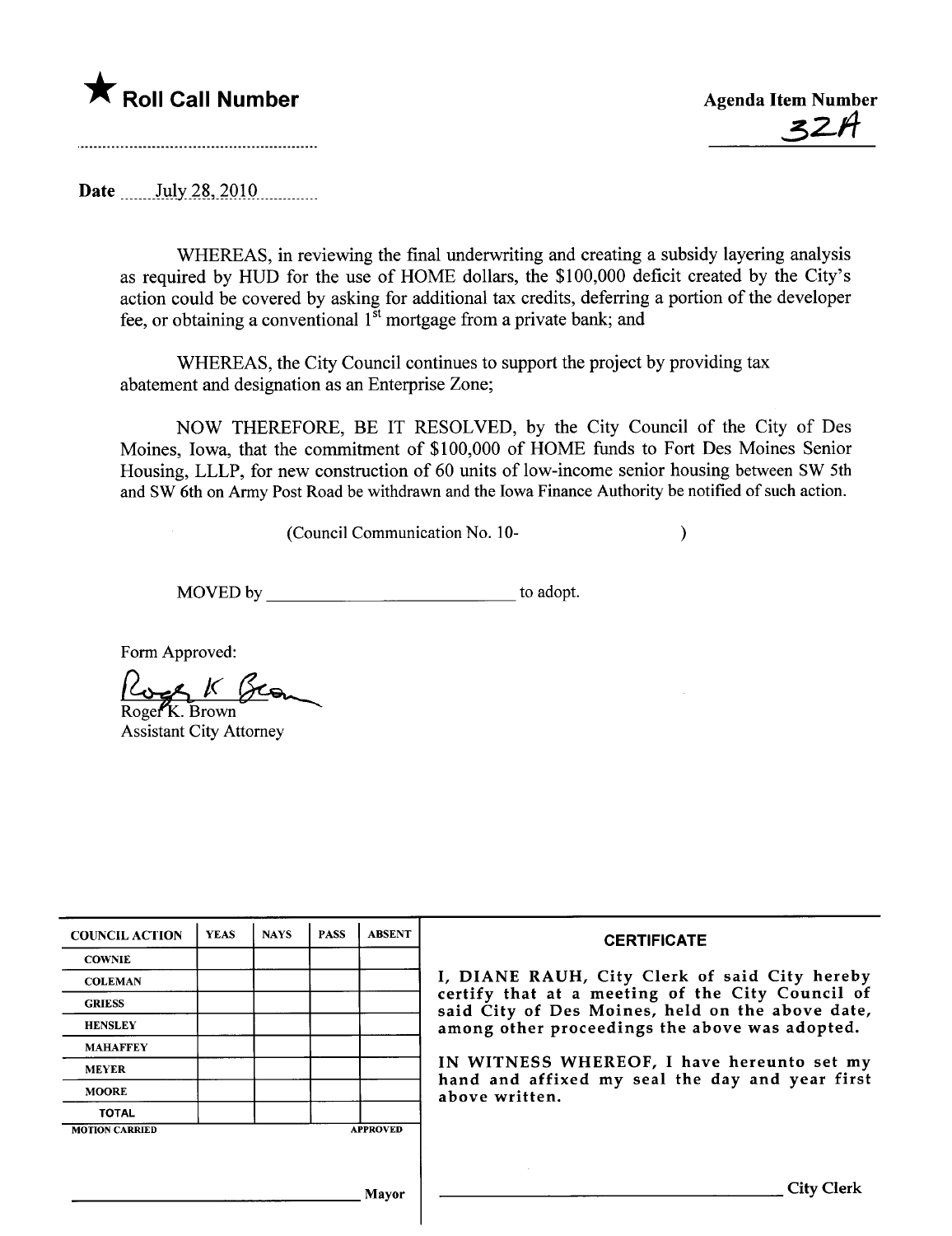★ **Roll Call Number**

..........................................................

**Agenda Item Number**
32A

**Date** July 28, 2010

WHEREAS, in reviewing the final underwriting and creating a subsidy layering analysis as required by HUD for the use of HOME dollars, the $100,000 deficit created by the City's action could be covered by asking for additional tax credits, deferring a portion of the developer fee, or obtaining a conventional 1st mortgage from a private bank; and

WHEREAS, the City Council continues to support the project by providing tax abatement and designation as an Enterprise Zone;

NOW THEREFORE, BE IT RESOLVED, by the City Council of the City of Des Moines, Iowa, that the commitment of $100,000 of HOME funds to Fort Des Moines Senior Housing, LLLP, for new construction of 60 units of low-income senior housing between SW 5th and SW 6th on Army Post Road be withdrawn and the Iowa Finance Authority be notified of such action.

(Council Communication No. 10- )

MOVED by ____________________________ to adopt.

Form Approved:

Roger K. Brown
Assistant City Attorney

| COUNCIL ACTION | YEAS | NAYS | PASS | ABSENT |
|---|---|---|---|---|
| COWNIE | | | | |
| COLEMAN | | | | |
| GRIESS | | | | |
| HENSLEY | | | | |
| MAHAFFEY | | | | |
| MEYER | | | | |
| MOORE | | | | |
| TOTAL | | | | |
| MOTION CARRIED | | | | APPROVED |

______________________________ Mayor

**CERTIFICATE**

I, DIANE RAUH, City Clerk of said City hereby certify that at a meeting of the City Council of said City of Des Moines, held on the above date, among other proceedings the above was adopted.

IN WITNESS WHEREOF, I have hereunto set my hand and affixed my seal the day and year first above written.

______________________________ City Clerk